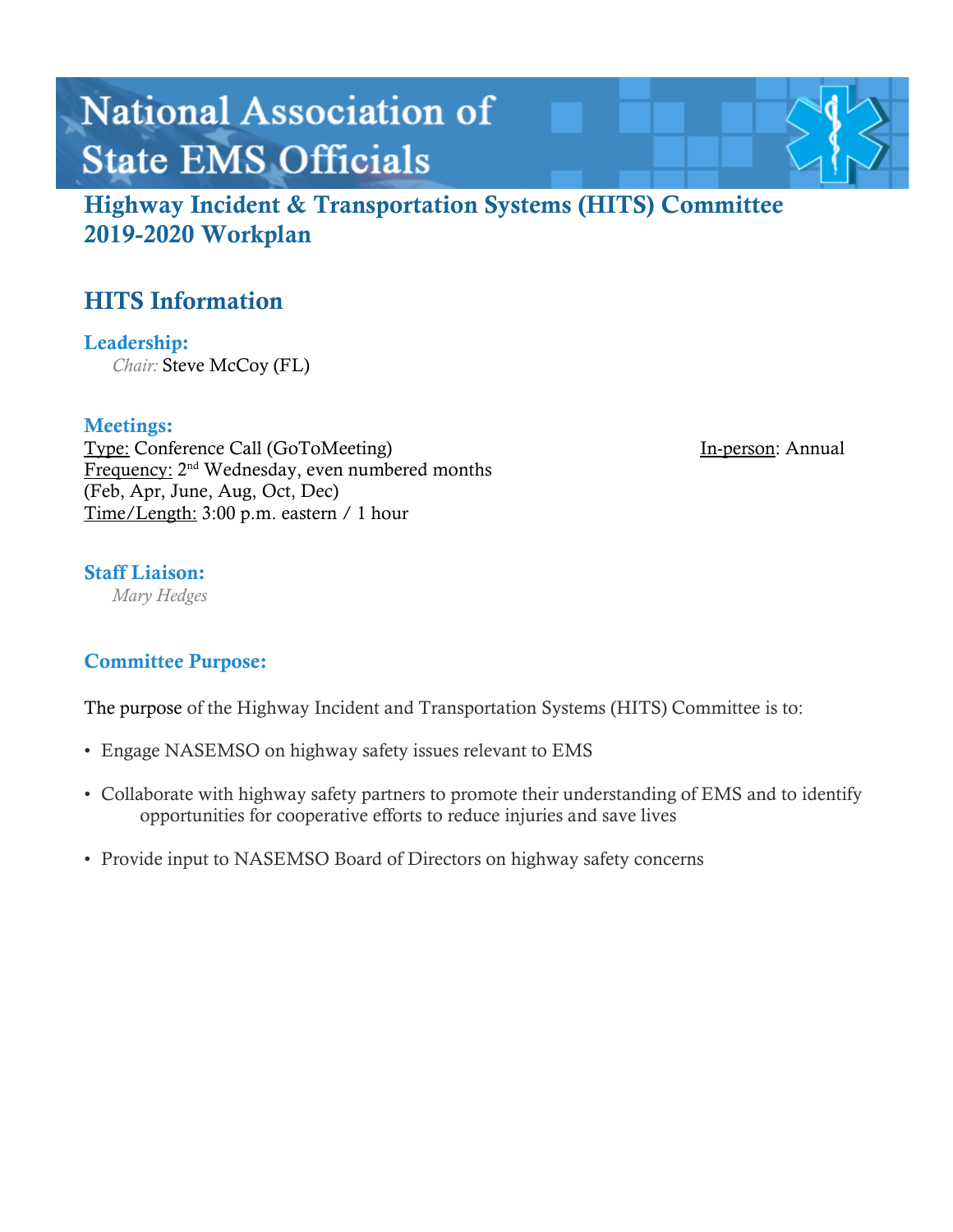# National Association of State EMS Officials

## Highway Incident & Transportation Systems (HITS) Committee 2019-2020 Workplan

## HITS Information

### Leadership:

*Chair:* Steve McCoy (FL)

### Meetings:

Type: Conference Call (GoToMeeting)

In-person: Annual

Frequency: 2nd Wednesday, even numbered months (Feb, Apr, June, Aug, Oct, Dec)

Time/Length: 3:00 p.m. eastern / 1 hour

### Staff Liaison:

*Mary Hedges*

### Committee Purpose:

The purpose of the Highway Incident and Transportation Systems (HITS) Committee is to:

- Engage NASEMSO on highway safety issues relevant to EMS
- Collaborate with highway safety partners to promote their understanding of EMS and to identify opportunities for cooperative efforts to reduce injuries and save lives
- Provide input to NASEMSO Board of Directors on highway safety concerns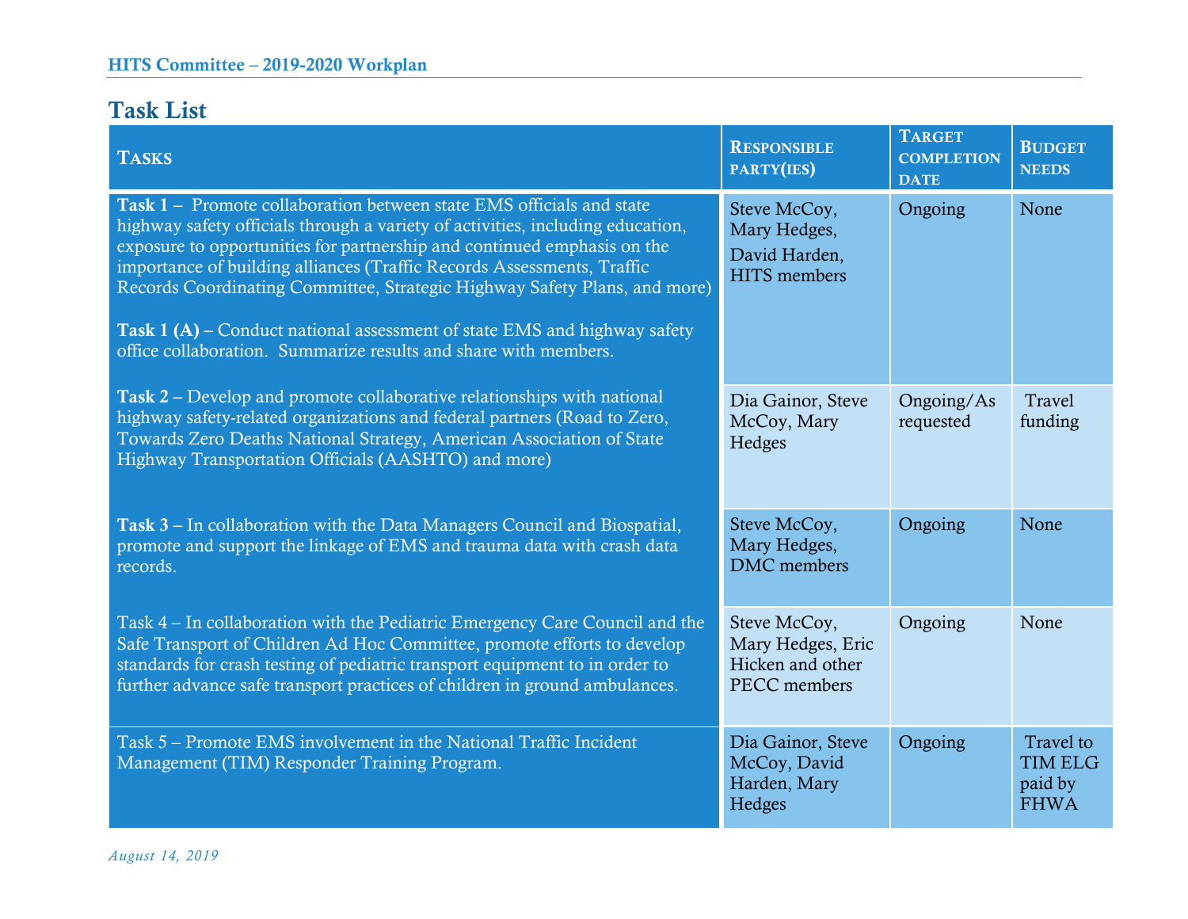## Task List

| Tasks | Responsible party(ies) | Target completion date | Budget needs |
|---|---|---|---|
| **Task 1 –** Promote collaboration between state EMS officials and state highway safety officials through a variety of activities, including education, exposure to opportunities for partnership and continued emphasis on the importance of building alliances (Traffic Records Assessments, Traffic Records Coordinating Committee, Strategic Highway Safety Plans, and more)<br><br>**Task 1 (A)** – Conduct national assessment of state EMS and highway safety office collaboration. Summarize results and share with members. | Steve McCoy, Mary Hedges, David Harden, HITS members | Ongoing | None |
| **Task 2** – Develop and promote collaborative relationships with national highway safety-related organizations and federal partners (Road to Zero, Towards Zero Deaths National Strategy, American Association of State Highway Transportation Officials (AASHTO) and more) | Dia Gainor, Steve McCoy, Mary Hedges | Ongoing/As requested | Travel funding |
| **Task 3** – In collaboration with the Data Managers Council and Biospatial, promote and support the linkage of EMS and trauma data with crash data records. | Steve McCoy, Mary Hedges, DMC members | Ongoing | None |
| Task 4 – In collaboration with the Pediatric Emergency Care Council and the Safe Transport of Children Ad Hoc Committee, promote efforts to develop standards for crash testing of pediatric transport equipment to in order to further advance safe transport practices of children in ground ambulances. | Steve McCoy, Mary Hedges, Eric Hicken and other PECC members | Ongoing | None |
| Task 5 – Promote EMS involvement in the National Traffic Incident Management (TIM) Responder Training Program. | Dia Gainor, Steve McCoy, David Harden, Mary Hedges | Ongoing | Travel to TIM ELG paid by FHWA |

*August 14, 2019*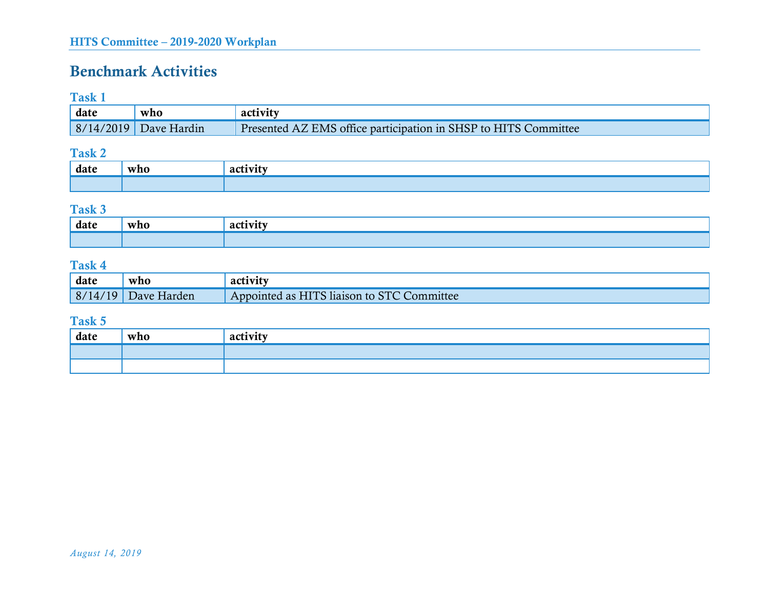# Benchmark Activities

## Task 1

| date | who | activity |
|---|---|---|
| 8/14/2019 | Dave Hardin | Presented AZ EMS office participation in SHSP to HITS Committee |

## Task 2

| date | who | activity |
|---|---|---|
| | | |

## Task 3

| date | who | activity |
|---|---|---|
| | | |

## Task 4

| date | who | activity |
|---|---|---|
| 8/14/19 | Dave Harden | Appointed as HITS liaison to STC Committee |

## Task 5

| date | who | activity |
|---|---|---|
| | | |
| | | |